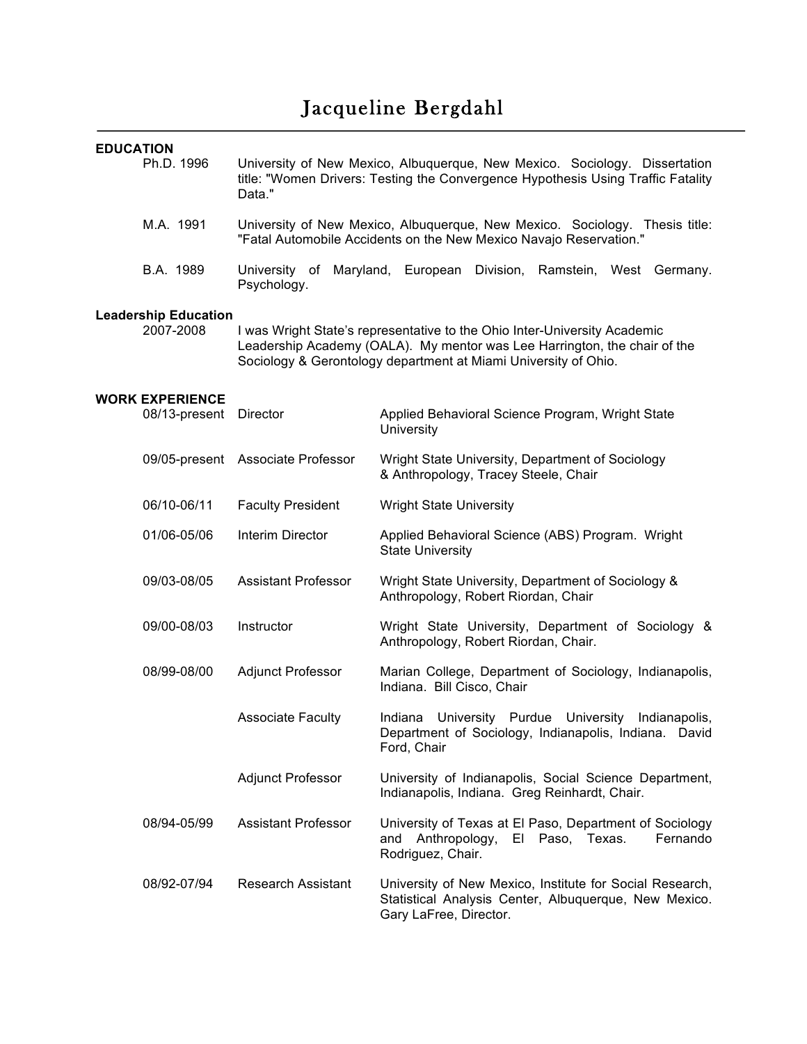# Jacqueline Bergdahl

## EDUCATION

Ph.D. 1996 — University of New Mexico, Albuquerque, New Mexico. Sociology. Dissertation title: "Women Drivers: Testing the Convergence Hypothesis Using Traffic Fatality Data."

M.A. 1991 — University of New Mexico, Albuquerque, New Mexico. Sociology. Thesis title: "Fatal Automobile Accidents on the New Mexico Navajo Reservation."

B.A. 1989 — University of Maryland, European Division, Ramstein, West Germany. Psychology.

### Leadership Education

2007-2008 — I was Wright State's representative to the Ohio Inter-University Academic Leadership Academy (OALA). My mentor was Lee Harrington, the chair of the Sociology & Gerontology department at Miami University of Ohio.

## WORK EXPERIENCE

| Dates | Position | Institution |
|---|---|---|
| 08/13-present | Director | Applied Behavioral Science Program, Wright State University |
| 09/05-present | Associate Professor | Wright State University, Department of Sociology & Anthropology, Tracey Steele, Chair |
| 06/10-06/11 | Faculty President | Wright State University |
| 01/06-05/06 | Interim Director | Applied Behavioral Science (ABS) Program. Wright State University |
| 09/03-08/05 | Assistant Professor | Wright State University, Department of Sociology & Anthropology, Robert Riordan, Chair |
| 09/00-08/03 | Instructor | Wright State University, Department of Sociology & Anthropology, Robert Riordan, Chair. |
| 08/99-08/00 | Adjunct Professor | Marian College, Department of Sociology, Indianapolis, Indiana. Bill Cisco, Chair |
| | Associate Faculty | Indiana University Purdue University Indianapolis, Department of Sociology, Indianapolis, Indiana. David Ford, Chair |
| | Adjunct Professor | University of Indianapolis, Social Science Department, Indianapolis, Indiana. Greg Reinhardt, Chair. |
| 08/94-05/99 | Assistant Professor | University of Texas at El Paso, Department of Sociology and Anthropology, El Paso, Texas. Fernando Rodriguez, Chair. |
| 08/92-07/94 | Research Assistant | University of New Mexico, Institute for Social Research, Statistical Analysis Center, Albuquerque, New Mexico. Gary LaFree, Director. |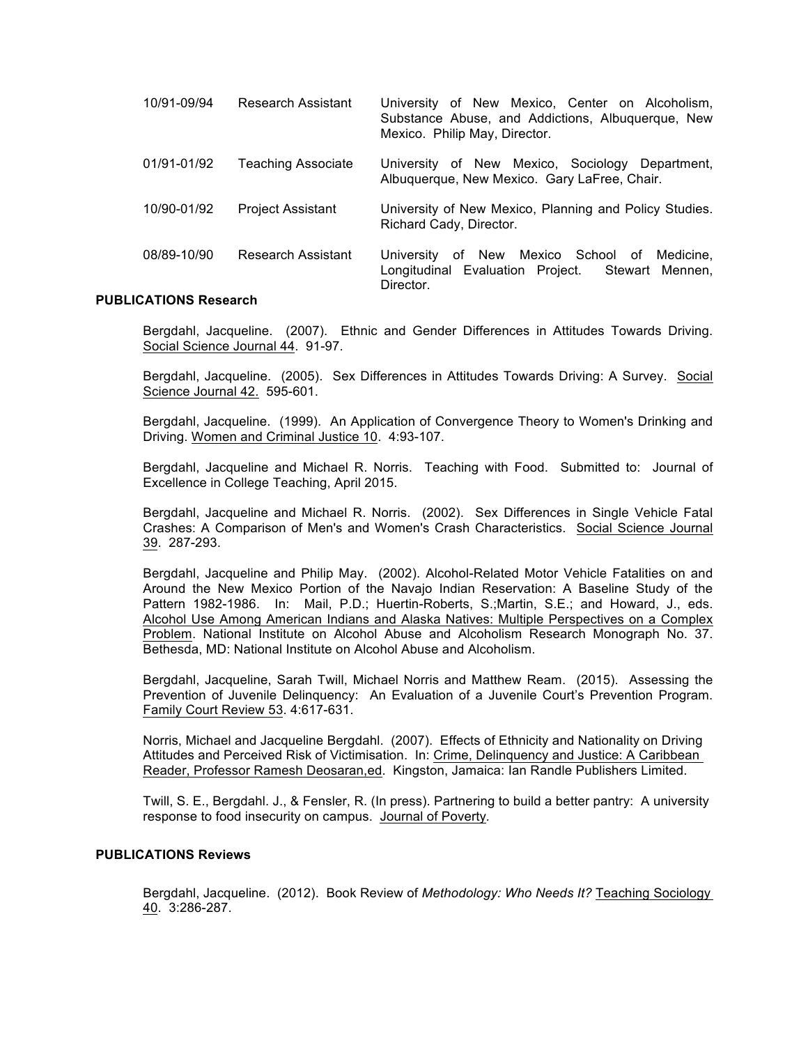| | | |
|---|---|---|
| 10/91-09/94 | Research Assistant | University of New Mexico, Center on Alcoholism, Substance Abuse, and Addictions, Albuquerque, New Mexico. Philip May, Director. |
| 01/91-01/92 | Teaching Associate | University of New Mexico, Sociology Department, Albuquerque, New Mexico. Gary LaFree, Chair. |
| 10/90-01/92 | Project Assistant | University of New Mexico, Planning and Policy Studies. Richard Cady, Director. |
| 08/89-10/90 | Research Assistant | University of New Mexico School of Medicine, Longitudinal Evaluation Project. Stewart Mennen, Director. |

**PUBLICATIONS Research**

Bergdahl, Jacqueline. (2007). Ethnic and Gender Differences in Attitudes Towards Driving. Social Science Journal 44. 91-97.

Bergdahl, Jacqueline. (2005). Sex Differences in Attitudes Towards Driving: A Survey. Social Science Journal 42. 595-601.

Bergdahl, Jacqueline. (1999). An Application of Convergence Theory to Women's Drinking and Driving. Women and Criminal Justice 10. 4:93-107.

Bergdahl, Jacqueline and Michael R. Norris. Teaching with Food. Submitted to: Journal of Excellence in College Teaching, April 2015.

Bergdahl, Jacqueline and Michael R. Norris. (2002). Sex Differences in Single Vehicle Fatal Crashes: A Comparison of Men's and Women's Crash Characteristics. Social Science Journal 39. 287-293.

Bergdahl, Jacqueline and Philip May. (2002). Alcohol-Related Motor Vehicle Fatalities on and Around the New Mexico Portion of the Navajo Indian Reservation: A Baseline Study of the Pattern 1982-1986. In: Mail, P.D.; Huertin-Roberts, S.;Martin, S.E.; and Howard, J., eds. Alcohol Use Among American Indians and Alaska Natives: Multiple Perspectives on a Complex Problem. National Institute on Alcohol Abuse and Alcoholism Research Monograph No. 37. Bethesda, MD: National Institute on Alcohol Abuse and Alcoholism.

Bergdahl, Jacqueline, Sarah Twill, Michael Norris and Matthew Ream. (2015). Assessing the Prevention of Juvenile Delinquency: An Evaluation of a Juvenile Court's Prevention Program. Family Court Review 53. 4:617-631.

Norris, Michael and Jacqueline Bergdahl. (2007). Effects of Ethnicity and Nationality on Driving Attitudes and Perceived Risk of Victimisation. In: Crime, Delinquency and Justice: A Caribbean Reader, Professor Ramesh Deosaran,ed. Kingston, Jamaica: Ian Randle Publishers Limited.

Twill, S. E., Bergdahl. J., & Fensler, R. (In press). Partnering to build a better pantry: A university response to food insecurity on campus. Journal of Poverty.

**PUBLICATIONS Reviews**

Bergdahl, Jacqueline. (2012). Book Review of *Methodology: Who Needs It?* Teaching Sociology 40. 3:286-287.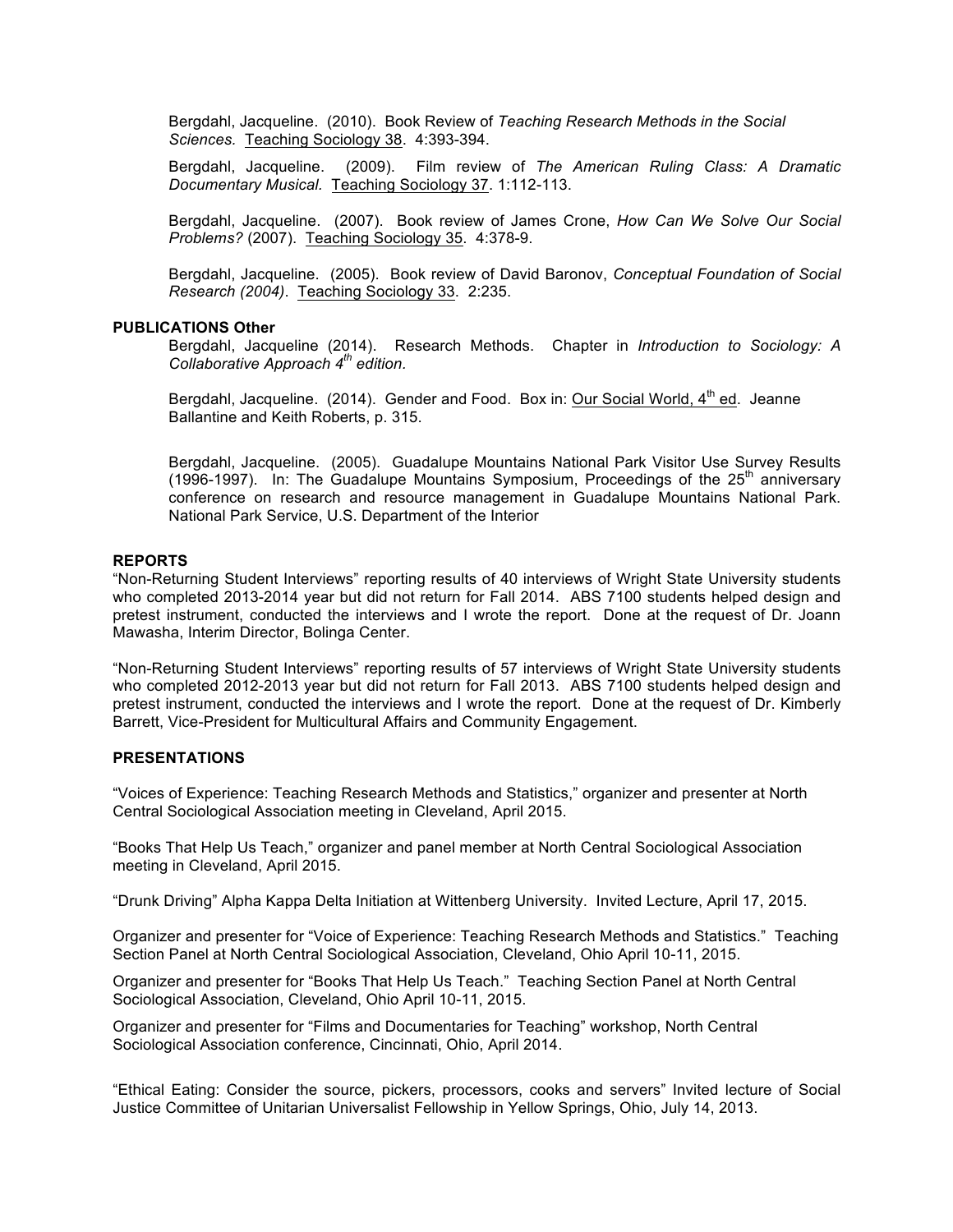Bergdahl, Jacqueline. (2010). Book Review of *Teaching Research Methods in the Social Sciences.* Teaching Sociology 38. 4:393-394.

Bergdahl, Jacqueline. (2009). Film review of *The American Ruling Class: A Dramatic Documentary Musical.* Teaching Sociology 37. 1:112-113.

Bergdahl, Jacqueline. (2007). Book review of James Crone, *How Can We Solve Our Social Problems?* (2007). Teaching Sociology 35. 4:378-9.

Bergdahl, Jacqueline. (2005). Book review of David Baronov, *Conceptual Foundation of Social Research (2004)*. Teaching Sociology 33. 2:235.

**PUBLICATIONS Other**

Bergdahl, Jacqueline (2014). Research Methods. Chapter in *Introduction to Sociology: A Collaborative Approach 4th edition.*

Bergdahl, Jacqueline. (2014). Gender and Food. Box in: Our Social World, 4th ed. Jeanne Ballantine and Keith Roberts, p. 315.

Bergdahl, Jacqueline. (2005). Guadalupe Mountains National Park Visitor Use Survey Results (1996-1997). In: The Guadalupe Mountains Symposium, Proceedings of the 25th anniversary conference on research and resource management in Guadalupe Mountains National Park. National Park Service, U.S. Department of the Interior

**REPORTS**

"Non-Returning Student Interviews" reporting results of 40 interviews of Wright State University students who completed 2013-2014 year but did not return for Fall 2014. ABS 7100 students helped design and pretest instrument, conducted the interviews and I wrote the report. Done at the request of Dr. Joann Mawasha, Interim Director, Bolinga Center.

"Non-Returning Student Interviews" reporting results of 57 interviews of Wright State University students who completed 2012-2013 year but did not return for Fall 2013. ABS 7100 students helped design and pretest instrument, conducted the interviews and I wrote the report. Done at the request of Dr. Kimberly Barrett, Vice-President for Multicultural Affairs and Community Engagement.

**PRESENTATIONS**

"Voices of Experience: Teaching Research Methods and Statistics," organizer and presenter at North Central Sociological Association meeting in Cleveland, April 2015.

"Books That Help Us Teach," organizer and panel member at North Central Sociological Association meeting in Cleveland, April 2015.

"Drunk Driving" Alpha Kappa Delta Initiation at Wittenberg University. Invited Lecture, April 17, 2015.

Organizer and presenter for "Voice of Experience: Teaching Research Methods and Statistics." Teaching Section Panel at North Central Sociological Association, Cleveland, Ohio April 10-11, 2015.

Organizer and presenter for "Books That Help Us Teach." Teaching Section Panel at North Central Sociological Association, Cleveland, Ohio April 10-11, 2015.

Organizer and presenter for "Films and Documentaries for Teaching" workshop, North Central Sociological Association conference, Cincinnati, Ohio, April 2014.

"Ethical Eating: Consider the source, pickers, processors, cooks and servers" Invited lecture of Social Justice Committee of Unitarian Universalist Fellowship in Yellow Springs, Ohio, July 14, 2013.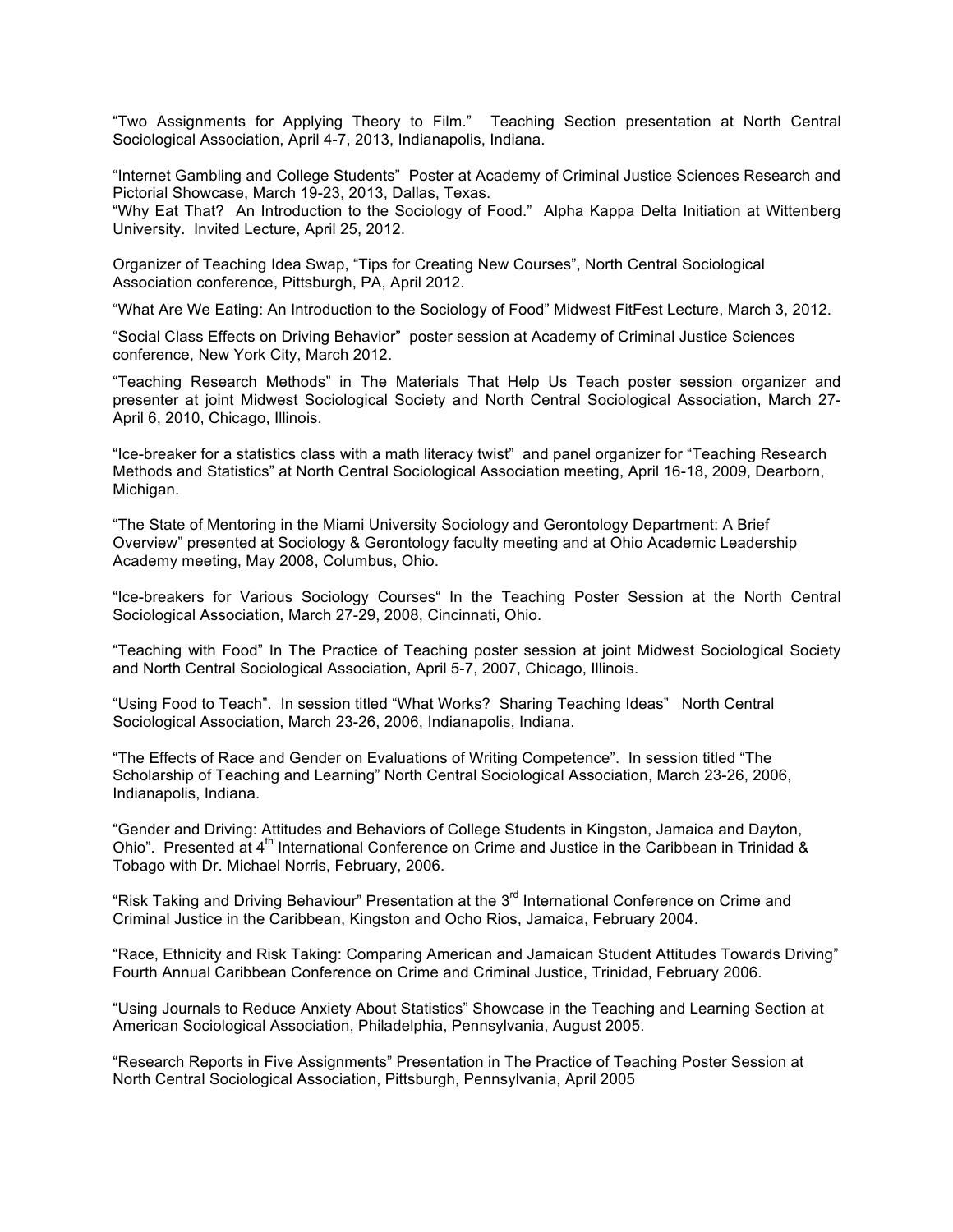“Two Assignments for Applying Theory to Film.” Teaching Section presentation at North Central Sociological Association, April 4-7, 2013, Indianapolis, Indiana.

“Internet Gambling and College Students” Poster at Academy of Criminal Justice Sciences Research and Pictorial Showcase, March 19-23, 2013, Dallas, Texas.
“Why Eat That? An Introduction to the Sociology of Food.” Alpha Kappa Delta Initiation at Wittenberg University. Invited Lecture, April 25, 2012.

Organizer of Teaching Idea Swap, “Tips for Creating New Courses”, North Central Sociological Association conference, Pittsburgh, PA, April 2012.

“What Are We Eating: An Introduction to the Sociology of Food” Midwest FitFest Lecture, March 3, 2012.

“Social Class Effects on Driving Behavior” poster session at Academy of Criminal Justice Sciences conference, New York City, March 2012.

“Teaching Research Methods” in The Materials That Help Us Teach poster session organizer and presenter at joint Midwest Sociological Society and North Central Sociological Association, March 27-April 6, 2010, Chicago, Illinois.

“Ice-breaker for a statistics class with a math literacy twist” and panel organizer for “Teaching Research Methods and Statistics” at North Central Sociological Association meeting, April 16-18, 2009, Dearborn, Michigan.

“The State of Mentoring in the Miami University Sociology and Gerontology Department: A Brief Overview” presented at Sociology & Gerontology faculty meeting and at Ohio Academic Leadership Academy meeting, May 2008, Columbus, Ohio.

“Ice-breakers for Various Sociology Courses“ In the Teaching Poster Session at the North Central Sociological Association, March 27-29, 2008, Cincinnati, Ohio.

“Teaching with Food” In The Practice of Teaching poster session at joint Midwest Sociological Society and North Central Sociological Association, April 5-7, 2007, Chicago, Illinois.

“Using Food to Teach”. In session titled “What Works? Sharing Teaching Ideas” North Central Sociological Association, March 23-26, 2006, Indianapolis, Indiana.

“The Effects of Race and Gender on Evaluations of Writing Competence”. In session titled “The Scholarship of Teaching and Learning” North Central Sociological Association, March 23-26, 2006, Indianapolis, Indiana.

“Gender and Driving: Attitudes and Behaviors of College Students in Kingston, Jamaica and Dayton, Ohio”. Presented at 4th International Conference on Crime and Justice in the Caribbean in Trinidad & Tobago with Dr. Michael Norris, February, 2006.

“Risk Taking and Driving Behaviour” Presentation at the 3rd International Conference on Crime and Criminal Justice in the Caribbean, Kingston and Ocho Rios, Jamaica, February 2004.

“Race, Ethnicity and Risk Taking: Comparing American and Jamaican Student Attitudes Towards Driving” Fourth Annual Caribbean Conference on Crime and Criminal Justice, Trinidad, February 2006.

“Using Journals to Reduce Anxiety About Statistics” Showcase in the Teaching and Learning Section at American Sociological Association, Philadelphia, Pennsylvania, August 2005.

“Research Reports in Five Assignments” Presentation in The Practice of Teaching Poster Session at North Central Sociological Association, Pittsburgh, Pennsylvania, April 2005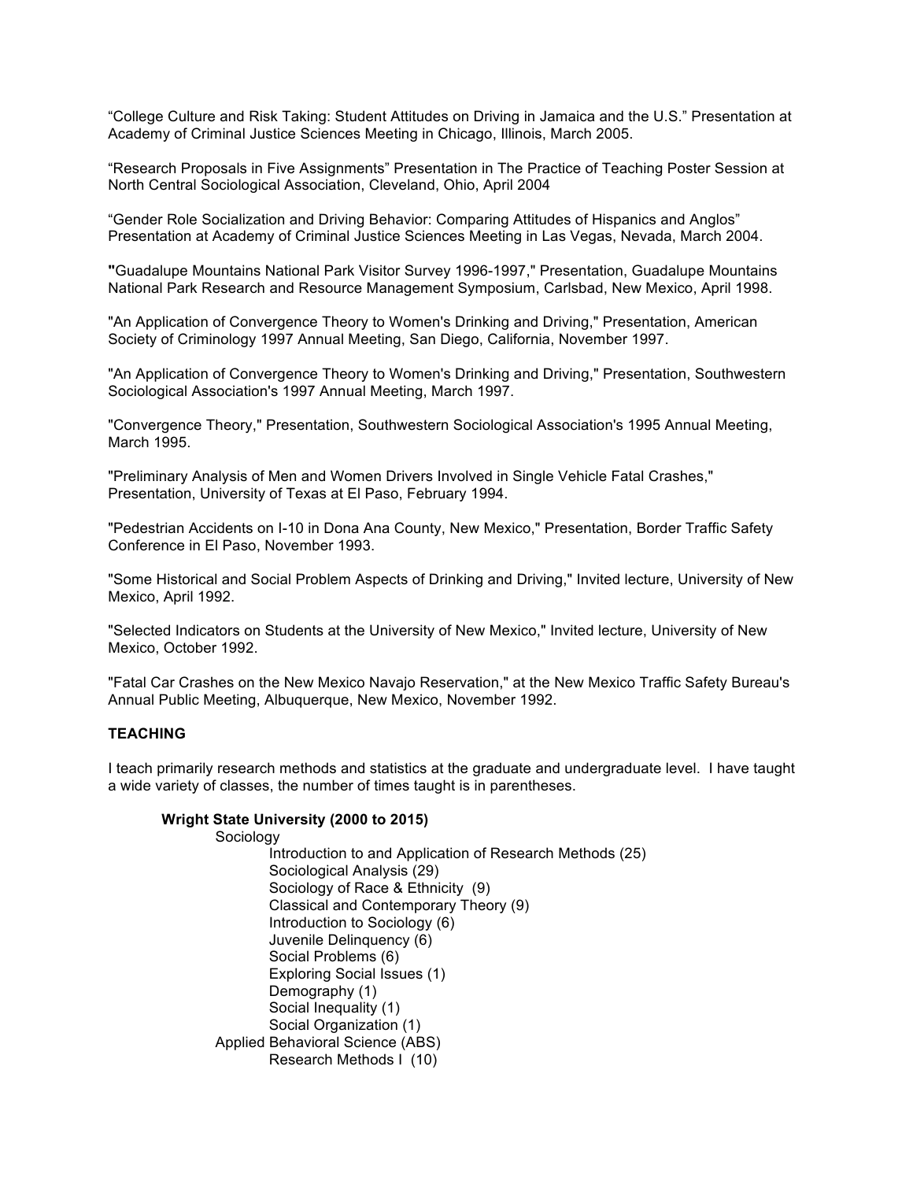"College Culture and Risk Taking: Student Attitudes on Driving in Jamaica and the U.S." Presentation at Academy of Criminal Justice Sciences Meeting in Chicago, Illinois, March 2005.

"Research Proposals in Five Assignments" Presentation in The Practice of Teaching Poster Session at North Central Sociological Association, Cleveland, Ohio, April 2004

"Gender Role Socialization and Driving Behavior: Comparing Attitudes of Hispanics and Anglos" Presentation at Academy of Criminal Justice Sciences Meeting in Las Vegas, Nevada, March 2004.

**"**Guadalupe Mountains National Park Visitor Survey 1996-1997," Presentation, Guadalupe Mountains National Park Research and Resource Management Symposium, Carlsbad, New Mexico, April 1998.

"An Application of Convergence Theory to Women's Drinking and Driving," Presentation, American Society of Criminology 1997 Annual Meeting, San Diego, California, November 1997.

"An Application of Convergence Theory to Women's Drinking and Driving," Presentation, Southwestern Sociological Association's 1997 Annual Meeting, March 1997.

"Convergence Theory," Presentation, Southwestern Sociological Association's 1995 Annual Meeting, March 1995.

"Preliminary Analysis of Men and Women Drivers Involved in Single Vehicle Fatal Crashes," Presentation, University of Texas at El Paso, February 1994.

"Pedestrian Accidents on I-10 in Dona Ana County, New Mexico," Presentation, Border Traffic Safety Conference in El Paso, November 1993.

"Some Historical and Social Problem Aspects of Drinking and Driving," Invited lecture, University of New Mexico, April 1992.

"Selected Indicators on Students at the University of New Mexico," Invited lecture, University of New Mexico, October 1992.

"Fatal Car Crashes on the New Mexico Navajo Reservation," at the New Mexico Traffic Safety Bureau's Annual Public Meeting, Albuquerque, New Mexico, November 1992.

## TEACHING

I teach primarily research methods and statistics at the graduate and undergraduate level. I have taught a wide variety of classes, the number of times taught is in parentheses.

**Wright State University (2000 to 2015)**

- Sociology
  - Introduction to and Application of Research Methods (25)
  - Sociological Analysis (29)
  - Sociology of Race & Ethnicity (9)
  - Classical and Contemporary Theory (9)
  - Introduction to Sociology (6)
  - Juvenile Delinquency (6)
  - Social Problems (6)
  - Exploring Social Issues (1)
  - Demography (1)
  - Social Inequality (1)
  - Social Organization (1)
- Applied Behavioral Science (ABS)
  - Research Methods I (10)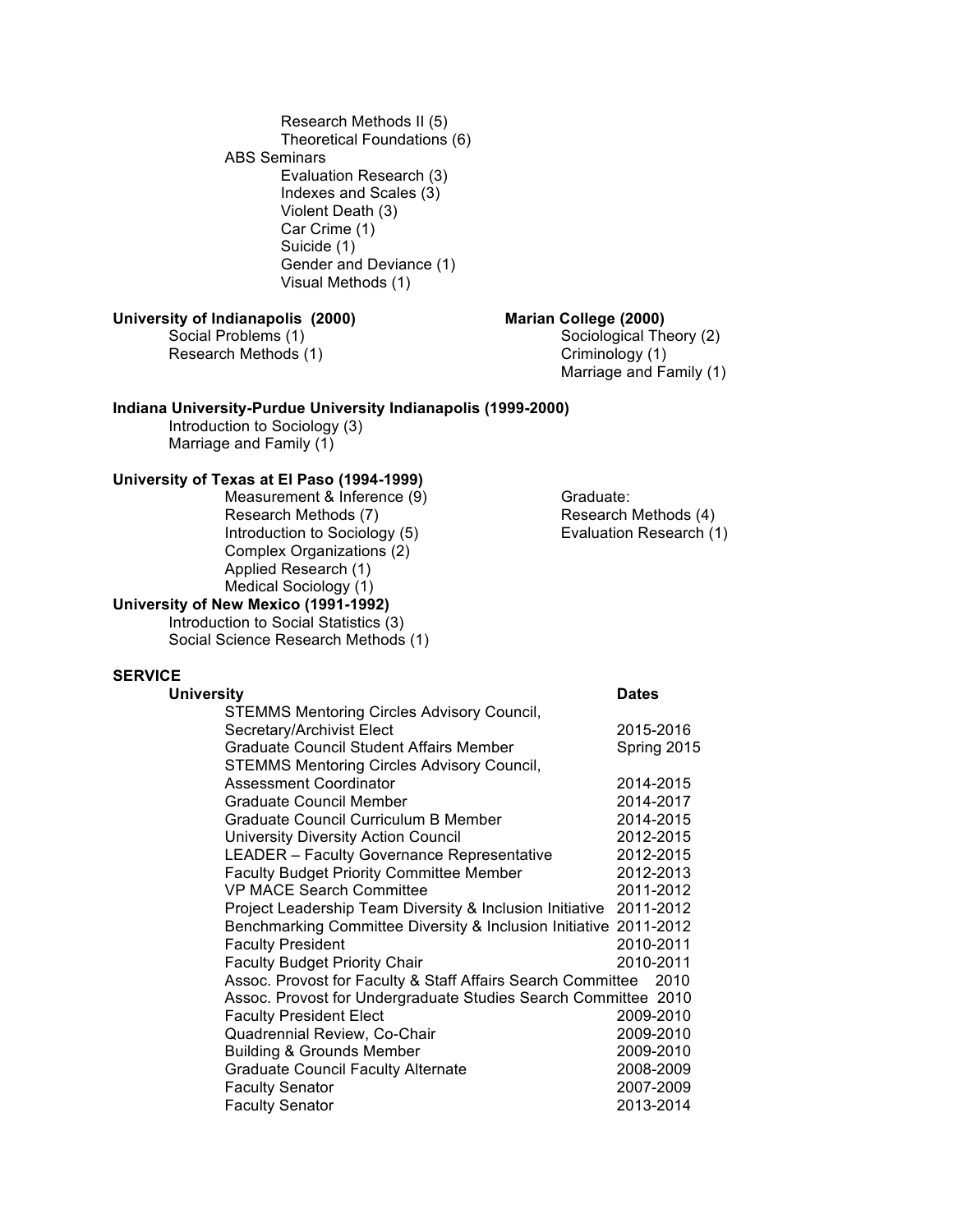- Research Methods II (5)
- Theoretical Foundations (6)

ABS Seminars

- Evaluation Research (3)
- Indexes and Scales (3)
- Violent Death (3)
- Car Crime (1)
- Suicide (1)
- Gender and Deviance (1)
- Visual Methods (1)

**University of Indianapolis (2000)**

- Social Problems (1)
- Research Methods (1)

**Marian College (2000)**

- Sociological Theory (2)
- Criminology (1)
- Marriage and Family (1)

**Indiana University-Purdue University Indianapolis (1999-2000)**

- Introduction to Sociology (3)
- Marriage and Family (1)

**University of Texas at El Paso (1994-1999)**

- Measurement & Inference (9)
- Research Methods (7)
- Introduction to Sociology (5)
- Complex Organizations (2)
- Applied Research (1)
- Medical Sociology (1)

Graduate:

- Research Methods (4)
- Evaluation Research (1)

**University of New Mexico (1991-1992)**

- Introduction to Social Statistics (3)
- Social Science Research Methods (1)

**SERVICE**

| **University** | **Dates** |
|---|---|
| STEMMS Mentoring Circles Advisory Council, Secretary/Archivist Elect | 2015-2016 |
| Graduate Council Student Affairs Member | Spring 2015 |
| STEMMS Mentoring Circles Advisory Council, Assessment Coordinator | 2014-2015 |
| Graduate Council Member | 2014-2017 |
| Graduate Council Curriculum B Member | 2014-2015 |
| University Diversity Action Council | 2012-2015 |
| LEADER – Faculty Governance Representative | 2012-2015 |
| Faculty Budget Priority Committee Member | 2012-2013 |
| VP MACE Search Committee | 2011-2012 |
| Project Leadership Team Diversity & Inclusion Initiative | 2011-2012 |
| Benchmarking Committee Diversity & Inclusion Initiative | 2011-2012 |
| Faculty President | 2010-2011 |
| Faculty Budget Priority Chair | 2010-2011 |
| Assoc. Provost for Faculty & Staff Affairs Search Committee | 2010 |
| Assoc. Provost for Undergraduate Studies Search Committee | 2010 |
| Faculty President Elect | 2009-2010 |
| Quadrennial Review, Co-Chair | 2009-2010 |
| Building & Grounds Member | 2009-2010 |
| Graduate Council Faculty Alternate | 2008-2009 |
| Faculty Senator | 2007-2009 |
| Faculty Senator | 2013-2014 |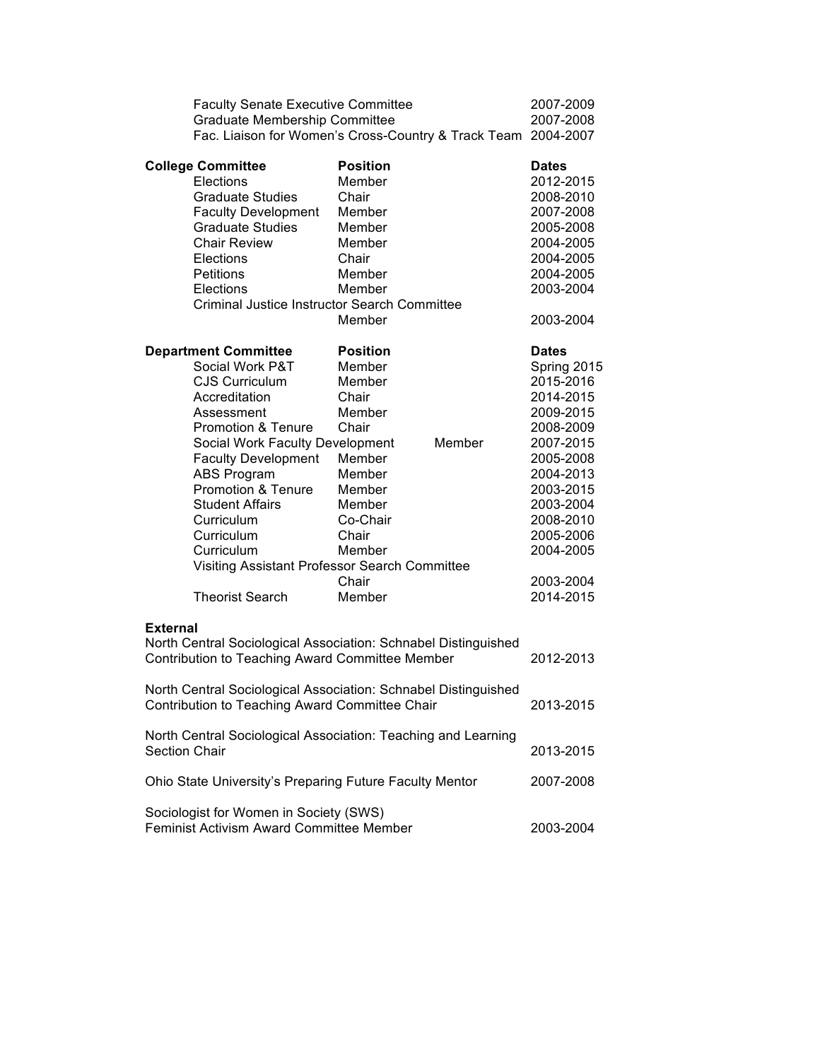| | |
|---|---|
| Faculty Senate Executive Committee | 2007-2009 |
| Graduate Membership Committee | 2007-2008 |
| Fac. Liaison for Women's Cross-Country & Track Team | 2004-2007 |

| **College Committee** | **Position** | **Dates** |
|---|---|---|
| Elections | Member | 2012-2015 |
| Graduate Studies | Chair | 2008-2010 |
| Faculty Development | Member | 2007-2008 |
| Graduate Studies | Member | 2005-2008 |
| Chair Review | Member | 2004-2005 |
| Elections | Chair | 2004-2005 |
| Petitions | Member | 2004-2005 |
| Elections | Member | 2003-2004 |
| Criminal Justice Instructor Search Committee | Member | 2003-2004 |

| **Department Committee** | **Position** | **Dates** |
|---|---|---|
| Social Work P&T | Member | Spring 2015 |
| CJS Curriculum | Member | 2015-2016 |
| Accreditation | Chair | 2014-2015 |
| Assessment | Member | 2009-2015 |
| Promotion & Tenure | Chair | 2008-2009 |
| Social Work Faculty Development | Member | 2007-2015 |
| Faculty Development | Member | 2005-2008 |
| ABS Program | Member | 2004-2013 |
| Promotion & Tenure | Member | 2003-2015 |
| Student Affairs | Member | 2003-2004 |
| Curriculum | Co-Chair | 2008-2010 |
| Curriculum | Chair | 2005-2006 |
| Curriculum | Member | 2004-2005 |
| Visiting Assistant Professor Search Committee | Chair | 2003-2004 |
| Theorist Search | Member | 2014-2015 |

**External**

| | |
|---|---|
| North Central Sociological Association: Schnabel Distinguished Contribution to Teaching Award Committee Member | 2012-2013 |
| North Central Sociological Association: Schnabel Distinguished Contribution to Teaching Award Committee Chair | 2013-2015 |
| North Central Sociological Association: Teaching and Learning Section Chair | 2013-2015 |
| Ohio State University's Preparing Future Faculty Mentor | 2007-2008 |
| Sociologist for Women in Society (SWS) Feminist Activism Award Committee Member | 2003-2004 |